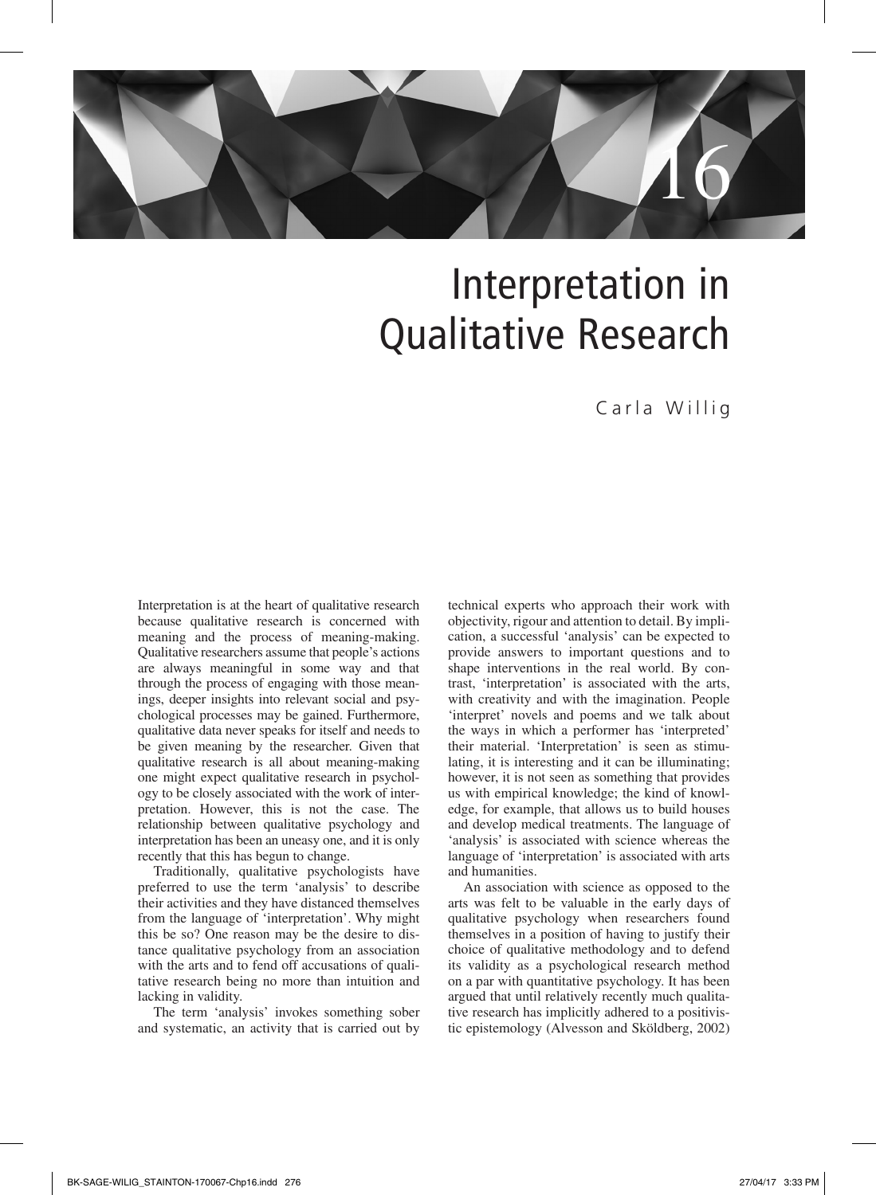# 16

# Interpretation in Qualitative Research

Carla Willig

Interpretation is at the heart of qualitative research because qualitative research is concerned with meaning and the process of meaning-making. Qualitative researchers assume that people's actions are always meaningful in some way and that through the process of engaging with those meanings, deeper insights into relevant social and psychological processes may be gained. Furthermore, qualitative data never speaks for itself and needs to be given meaning by the researcher. Given that qualitative research is all about meaning-making one might expect qualitative research in psychology to be closely associated with the work of interpretation. However, this is not the case. The relationship between qualitative psychology and interpretation has been an uneasy one, and it is only recently that this has begun to change.

Traditionally, qualitative psychologists have preferred to use the term 'analysis' to describe their activities and they have distanced themselves from the language of 'interpretation'. Why might this be so? One reason may be the desire to distance qualitative psychology from an association with the arts and to fend off accusations of qualitative research being no more than intuition and lacking in validity.

The term 'analysis' invokes something sober and systematic, an activity that is carried out by technical experts who approach their work with objectivity, rigour and attention to detail. By implication, a successful 'analysis' can be expected to provide answers to important questions and to shape interventions in the real world. By contrast, 'interpretation' is associated with the arts, with creativity and with the imagination. People 'interpret' novels and poems and we talk about the ways in which a performer has 'interpreted' their material. 'Interpretation' is seen as stimulating, it is interesting and it can be illuminating; however, it is not seen as something that provides us with empirical knowledge; the kind of knowledge, for example, that allows us to build houses and develop medical treatments. The language of 'analysis' is associated with science whereas the language of 'interpretation' is associated with arts and humanities.

An association with science as opposed to the arts was felt to be valuable in the early days of qualitative psychology when researchers found themselves in a position of having to justify their choice of qualitative methodology and to defend its validity as a psychological research method on a par with quantitative psychology. It has been argued that until relatively recently much qualitative research has implicitly adhered to a positivistic epistemology (Alvesson and Sköldberg, 2002)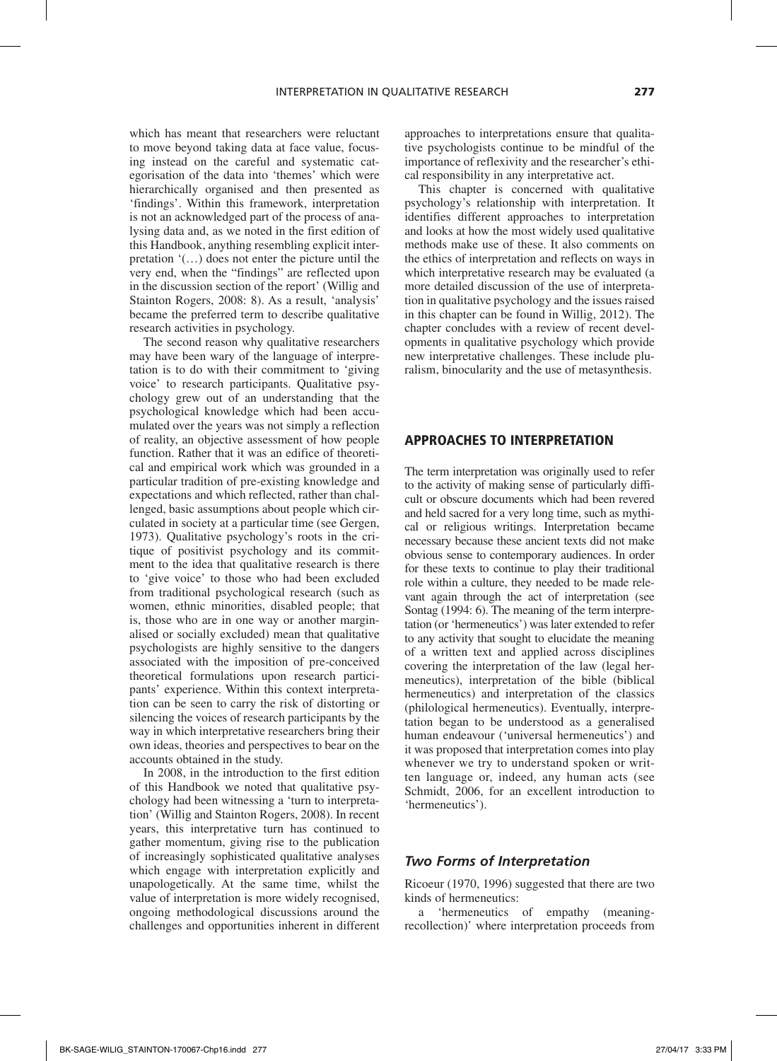which has meant that researchers were reluctant to move beyond taking data at face value, focusing instead on the careful and systematic categorisation of the data into 'themes' which were hierarchically organised and then presented as 'findings'. Within this framework, interpretation is not an acknowledged part of the process of analysing data and, as we noted in the first edition of this Handbook, anything resembling explicit interpretation '(…) does not enter the picture until the very end, when the "findings" are reflected upon in the discussion section of the report' (Willig and Stainton Rogers, 2008: 8). As a result, 'analysis' became the preferred term to describe qualitative research activities in psychology.

The second reason why qualitative researchers may have been wary of the language of interpretation is to do with their commitment to 'giving voice' to research participants. Qualitative psychology grew out of an understanding that the psychological knowledge which had been accumulated over the years was not simply a reflection of reality, an objective assessment of how people function. Rather that it was an edifice of theoretical and empirical work which was grounded in a particular tradition of pre-existing knowledge and expectations and which reflected, rather than challenged, basic assumptions about people which circulated in society at a particular time (see Gergen, 1973). Qualitative psychology's roots in the critique of positivist psychology and its commitment to the idea that qualitative research is there to 'give voice' to those who had been excluded from traditional psychological research (such as women, ethnic minorities, disabled people; that is, those who are in one way or another marginalised or socially excluded) mean that qualitative psychologists are highly sensitive to the dangers associated with the imposition of pre-conceived theoretical formulations upon research participants' experience. Within this context interpretation can be seen to carry the risk of distorting or silencing the voices of research participants by the way in which interpretative researchers bring their own ideas, theories and perspectives to bear on the accounts obtained in the study.

In 2008, in the introduction to the first edition of this Handbook we noted that qualitative psychology had been witnessing a 'turn to interpretation' (Willig and Stainton Rogers, 2008). In recent years, this interpretative turn has continued to gather momentum, giving rise to the publication of increasingly sophisticated qualitative analyses which engage with interpretation explicitly and unapologetically. At the same time, whilst the value of interpretation is more widely recognised, ongoing methodological discussions around the challenges and opportunities inherent in different approaches to interpretations ensure that qualitative psychologists continue to be mindful of the importance of reflexivity and the researcher's ethical responsibility in any interpretative act.

This chapter is concerned with qualitative psychology's relationship with interpretation. It identifies different approaches to interpretation and looks at how the most widely used qualitative methods make use of these. It also comments on the ethics of interpretation and reflects on ways in which interpretative research may be evaluated (a more detailed discussion of the use of interpretation in qualitative psychology and the issues raised in this chapter can be found in Willig, 2012). The chapter concludes with a review of recent developments in qualitative psychology which provide new interpretative challenges. These include pluralism, binocularity and the use of metasynthesis.

## APPROACHES TO INTERPRETATION

The term interpretation was originally used to refer to the activity of making sense of particularly difficult or obscure documents which had been revered and held sacred for a very long time, such as mythical or religious writings. Interpretation became necessary because these ancient texts did not make obvious sense to contemporary audiences. In order for these texts to continue to play their traditional role within a culture, they needed to be made relevant again through the act of interpretation (see Sontag (1994: 6). The meaning of the term interpretation (or 'hermeneutics') was later extended to refer to any activity that sought to elucidate the meaning of a written text and applied across disciplines covering the interpretation of the law (legal hermeneutics), interpretation of the bible (biblical hermeneutics) and interpretation of the classics (philological hermeneutics). Eventually, interpretation began to be understood as a generalised human endeavour ('universal hermeneutics') and it was proposed that interpretation comes into play whenever we try to understand spoken or written language or, indeed, any human acts (see Schmidt, 2006, for an excellent introduction to 'hermeneutics').

### *Two Forms of Interpretation*

Ricoeur (1970, 1996) suggested that there are two kinds of hermeneutics:

a 'hermeneutics of empathy (meaning-recollection)' where interpretation proceeds from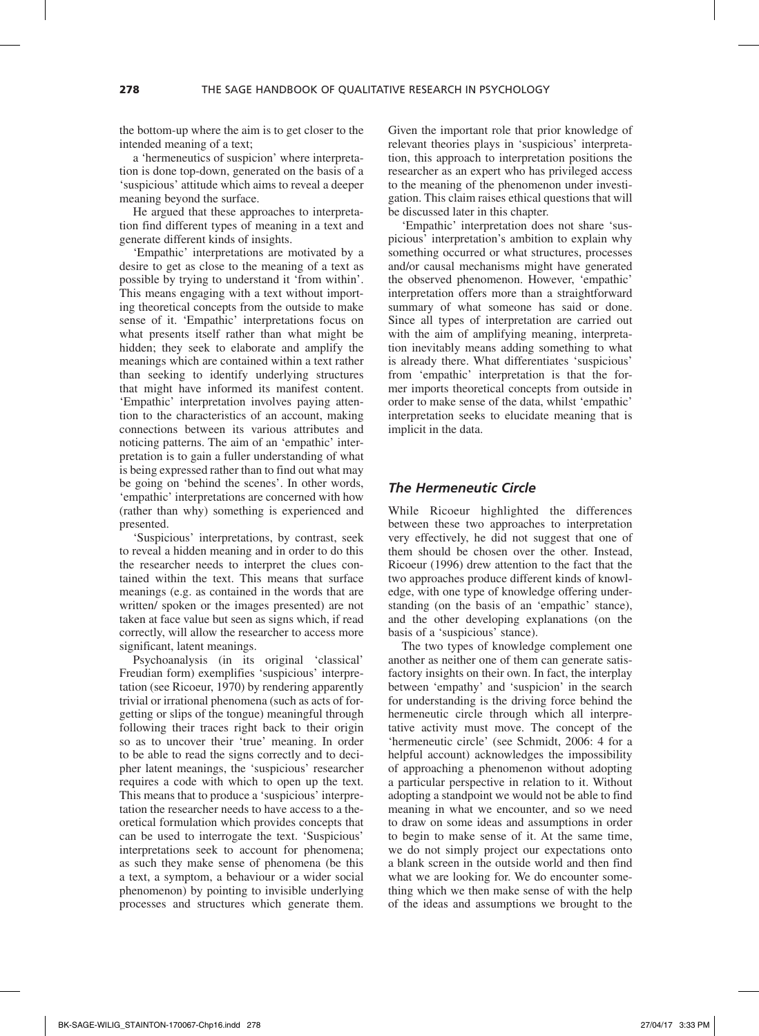the bottom-up where the aim is to get closer to the intended meaning of a text;

a 'hermeneutics of suspicion' where interpretation is done top-down, generated on the basis of a 'suspicious' attitude which aims to reveal a deeper meaning beyond the surface.

He argued that these approaches to interpretation find different types of meaning in a text and generate different kinds of insights.

'Empathic' interpretations are motivated by a desire to get as close to the meaning of a text as possible by trying to understand it 'from within'. This means engaging with a text without importing theoretical concepts from the outside to make sense of it. 'Empathic' interpretations focus on what presents itself rather than what might be hidden; they seek to elaborate and amplify the meanings which are contained within a text rather than seeking to identify underlying structures that might have informed its manifest content. 'Empathic' interpretation involves paying attention to the characteristics of an account, making connections between its various attributes and noticing patterns. The aim of an 'empathic' interpretation is to gain a fuller understanding of what is being expressed rather than to find out what may be going on 'behind the scenes'. In other words, 'empathic' interpretations are concerned with how (rather than why) something is experienced and presented.

'Suspicious' interpretations, by contrast, seek to reveal a hidden meaning and in order to do this the researcher needs to interpret the clues contained within the text. This means that surface meanings (e.g. as contained in the words that are written/ spoken or the images presented) are not taken at face value but seen as signs which, if read correctly, will allow the researcher to access more significant, latent meanings.

Psychoanalysis (in its original 'classical' Freudian form) exemplifies 'suspicious' interpretation (see Ricoeur, 1970) by rendering apparently trivial or irrational phenomena (such as acts of forgetting or slips of the tongue) meaningful through following their traces right back to their origin so as to uncover their 'true' meaning. In order to be able to read the signs correctly and to decipher latent meanings, the 'suspicious' researcher requires a code with which to open up the text. This means that to produce a 'suspicious' interpretation the researcher needs to have access to a theoretical formulation which provides concepts that can be used to interrogate the text. 'Suspicious' interpretations seek to account for phenomena; as such they make sense of phenomena (be this a text, a symptom, a behaviour or a wider social phenomenon) by pointing to invisible underlying processes and structures which generate them. Given the important role that prior knowledge of relevant theories plays in 'suspicious' interpretation, this approach to interpretation positions the researcher as an expert who has privileged access to the meaning of the phenomenon under investigation. This claim raises ethical questions that will be discussed later in this chapter.

'Empathic' interpretation does not share 'suspicious' interpretation's ambition to explain why something occurred or what structures, processes and/or causal mechanisms might have generated the observed phenomenon. However, 'empathic' interpretation offers more than a straightforward summary of what someone has said or done. Since all types of interpretation are carried out with the aim of amplifying meaning, interpretation inevitably means adding something to what is already there. What differentiates 'suspicious' from 'empathic' interpretation is that the former imports theoretical concepts from outside in order to make sense of the data, whilst 'empathic' interpretation seeks to elucidate meaning that is implicit in the data.

### *The Hermeneutic Circle*

While Ricoeur highlighted the differences between these two approaches to interpretation very effectively, he did not suggest that one of them should be chosen over the other. Instead, Ricoeur (1996) drew attention to the fact that the two approaches produce different kinds of knowledge, with one type of knowledge offering understanding (on the basis of an 'empathic' stance), and the other developing explanations (on the basis of a 'suspicious' stance).

The two types of knowledge complement one another as neither one of them can generate satisfactory insights on their own. In fact, the interplay between 'empathy' and 'suspicion' in the search for understanding is the driving force behind the hermeneutic circle through which all interpretative activity must move. The concept of the 'hermeneutic circle' (see Schmidt, 2006: 4 for a helpful account) acknowledges the impossibility of approaching a phenomenon without adopting a particular perspective in relation to it. Without adopting a standpoint we would not be able to find meaning in what we encounter, and so we need to draw on some ideas and assumptions in order to begin to make sense of it. At the same time, we do not simply project our expectations onto a blank screen in the outside world and then find what we are looking for. We do encounter something which we then make sense of with the help of the ideas and assumptions we brought to the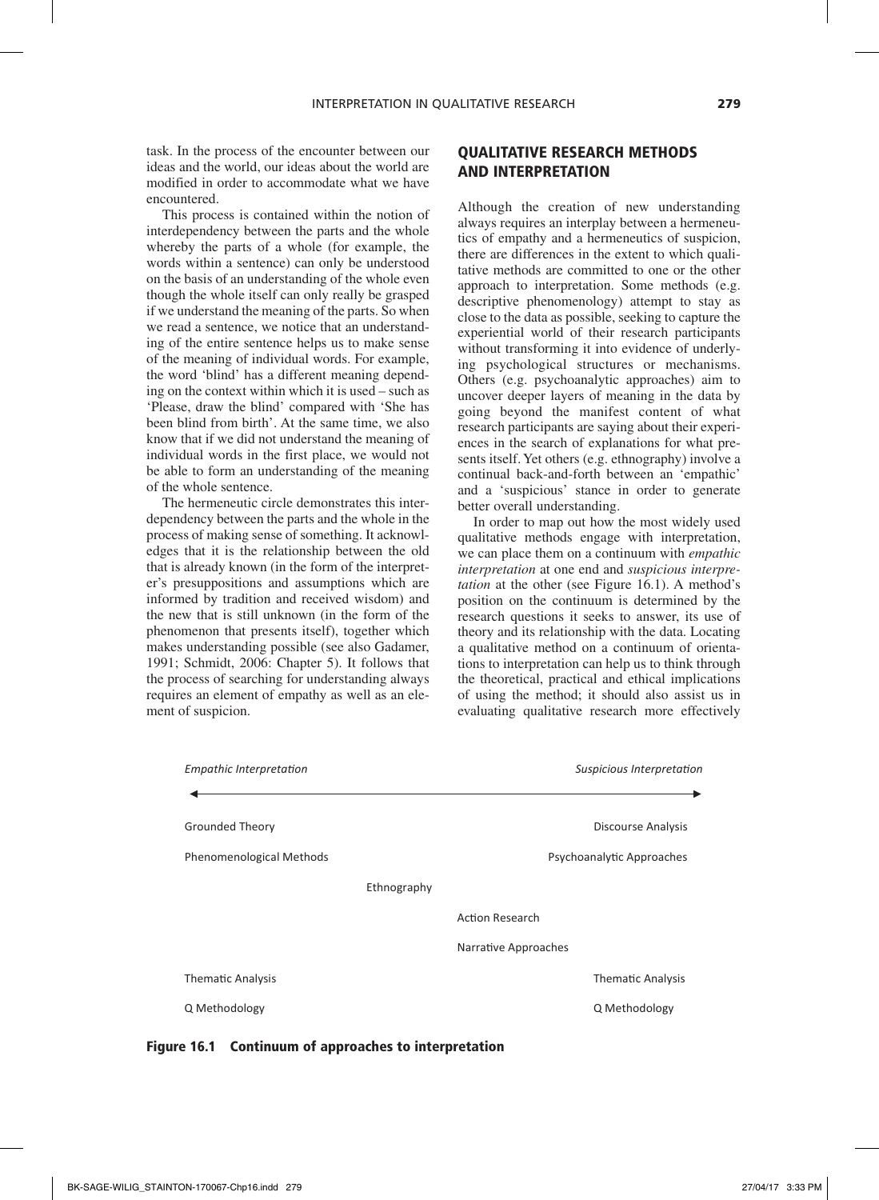task. In the process of the encounter between our ideas and the world, our ideas about the world are modified in order to accommodate what we have encountered.

This process is contained within the notion of interdependency between the parts and the whole whereby the parts of a whole (for example, the words within a sentence) can only be understood on the basis of an understanding of the whole even though the whole itself can only really be grasped if we understand the meaning of the parts. So when we read a sentence, we notice that an understanding of the entire sentence helps us to make sense of the meaning of individual words. For example, the word 'blind' has a different meaning depending on the context within which it is used – such as 'Please, draw the blind' compared with 'She has been blind from birth'. At the same time, we also know that if we did not understand the meaning of individual words in the first place, we would not be able to form an understanding of the meaning of the whole sentence.

The hermeneutic circle demonstrates this interdependency between the parts and the whole in the process of making sense of something. It acknowledges that it is the relationship between the old that is already known (in the form of the interpreter's presuppositions and assumptions which are informed by tradition and received wisdom) and the new that is still unknown (in the form of the phenomenon that presents itself), together which makes understanding possible (see also Gadamer, 1991; Schmidt, 2006: Chapter 5). It follows that the process of searching for understanding always requires an element of empathy as well as an element of suspicion.

## QUALITATIVE RESEARCH METHODS AND INTERPRETATION

Although the creation of new understanding always requires an interplay between a hermeneutics of empathy and a hermeneutics of suspicion, there are differences in the extent to which qualitative methods are committed to one or the other approach to interpretation. Some methods (e.g. descriptive phenomenology) attempt to stay as close to the data as possible, seeking to capture the experiential world of their research participants without transforming it into evidence of underlying psychological structures or mechanisms. Others (e.g. psychoanalytic approaches) aim to uncover deeper layers of meaning in the data by going beyond the manifest content of what research participants are saying about their experiences in the search of explanations for what presents itself. Yet others (e.g. ethnography) involve a continual back-and-forth between an 'empathic' and a 'suspicious' stance in order to generate better overall understanding.

In order to map out how the most widely used qualitative methods engage with interpretation, we can place them on a continuum with *empathic interpretation* at one end and *suspicious interpretation* at the other (see Figure 16.1). A method's position on the continuum is determined by the research questions it seeks to answer, its use of theory and its relationship with the data. Locating a qualitative method on a continuum of orientations to interpretation can help us to think through the theoretical, practical and ethical implications of using the method; it should also assist us in evaluating qualitative research more effectively

| *Empathic Interpretation* ◄ | | | ► *Suspicious Interpretation* |
|---|---|---|---|
| Grounded Theory | | | Discourse Analysis |
| Phenomenological Methods | | | Psychoanalytic Approaches |
| | Ethnography | | |
| | | Action Research | |
| | | Narrative Approaches | |
| Thematic Analysis | | | Thematic Analysis |
| Q Methodology | | | Q Methodology |

**Figure 16.1 Continuum of approaches to interpretation**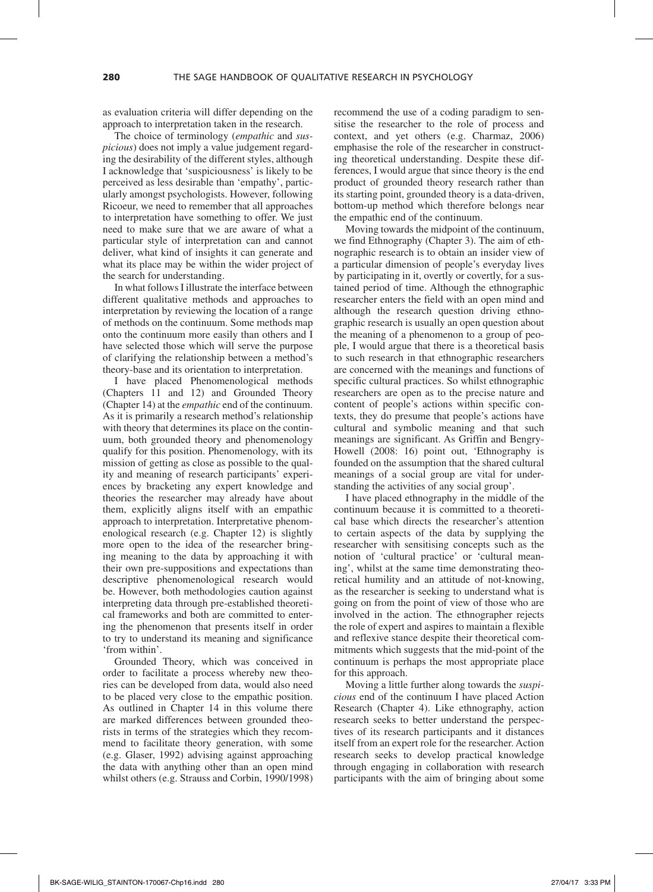as evaluation criteria will differ depending on the approach to interpretation taken in the research.

The choice of terminology (*empathic* and *suspicious*) does not imply a value judgement regarding the desirability of the different styles, although I acknowledge that 'suspiciousness' is likely to be perceived as less desirable than 'empathy', particularly amongst psychologists. However, following Ricoeur, we need to remember that all approaches to interpretation have something to offer. We just need to make sure that we are aware of what a particular style of interpretation can and cannot deliver, what kind of insights it can generate and what its place may be within the wider project of the search for understanding.

In what follows I illustrate the interface between different qualitative methods and approaches to interpretation by reviewing the location of a range of methods on the continuum. Some methods map onto the continuum more easily than others and I have selected those which will serve the purpose of clarifying the relationship between a method's theory-base and its orientation to interpretation.

I have placed Phenomenological methods (Chapters 11 and 12) and Grounded Theory (Chapter 14) at the *empathic* end of the continuum. As it is primarily a research method's relationship with theory that determines its place on the continuum, both grounded theory and phenomenology qualify for this position. Phenomenology, with its mission of getting as close as possible to the quality and meaning of research participants' experiences by bracketing any expert knowledge and theories the researcher may already have about them, explicitly aligns itself with an empathic approach to interpretation. Interpretative phenomenological research (e.g. Chapter 12) is slightly more open to the idea of the researcher bringing meaning to the data by approaching it with their own pre-suppositions and expectations than descriptive phenomenological research would be. However, both methodologies caution against interpreting data through pre-established theoretical frameworks and both are committed to entering the phenomenon that presents itself in order to try to understand its meaning and significance 'from within'.

Grounded Theory, which was conceived in order to facilitate a process whereby new theories can be developed from data, would also need to be placed very close to the empathic position. As outlined in Chapter 14 in this volume there are marked differences between grounded theorists in terms of the strategies which they recommend to facilitate theory generation, with some (e.g. Glaser, 1992) advising against approaching the data with anything other than an open mind whilst others (e.g. Strauss and Corbin, 1990/1998) recommend the use of a coding paradigm to sensitise the researcher to the role of process and context, and yet others (e.g. Charmaz, 2006) emphasise the role of the researcher in constructing theoretical understanding. Despite these differences, I would argue that since theory is the end product of grounded theory research rather than its starting point, grounded theory is a data-driven, bottom-up method which therefore belongs near the empathic end of the continuum.

Moving towards the midpoint of the continuum, we find Ethnography (Chapter 3). The aim of ethnographic research is to obtain an insider view of a particular dimension of people's everyday lives by participating in it, overtly or covertly, for a sustained period of time. Although the ethnographic researcher enters the field with an open mind and although the research question driving ethnographic research is usually an open question about the meaning of a phenomenon to a group of people, I would argue that there is a theoretical basis to such research in that ethnographic researchers are concerned with the meanings and functions of specific cultural practices. So whilst ethnographic researchers are open as to the precise nature and content of people's actions within specific contexts, they do presume that people's actions have cultural and symbolic meaning and that such meanings are significant. As Griffin and Bengry-Howell (2008: 16) point out, 'Ethnography is founded on the assumption that the shared cultural meanings of a social group are vital for understanding the activities of any social group'.

I have placed ethnography in the middle of the continuum because it is committed to a theoretical base which directs the researcher's attention to certain aspects of the data by supplying the researcher with sensitising concepts such as the notion of 'cultural practice' or 'cultural meaning', whilst at the same time demonstrating theoretical humility and an attitude of not-knowing, as the researcher is seeking to understand what is going on from the point of view of those who are involved in the action. The ethnographer rejects the role of expert and aspires to maintain a flexible and reflexive stance despite their theoretical commitments which suggests that the mid-point of the continuum is perhaps the most appropriate place for this approach.

Moving a little further along towards the *suspicious* end of the continuum I have placed Action Research (Chapter 4). Like ethnography, action research seeks to better understand the perspectives of its research participants and it distances itself from an expert role for the researcher. Action research seeks to develop practical knowledge through engaging in collaboration with research participants with the aim of bringing about some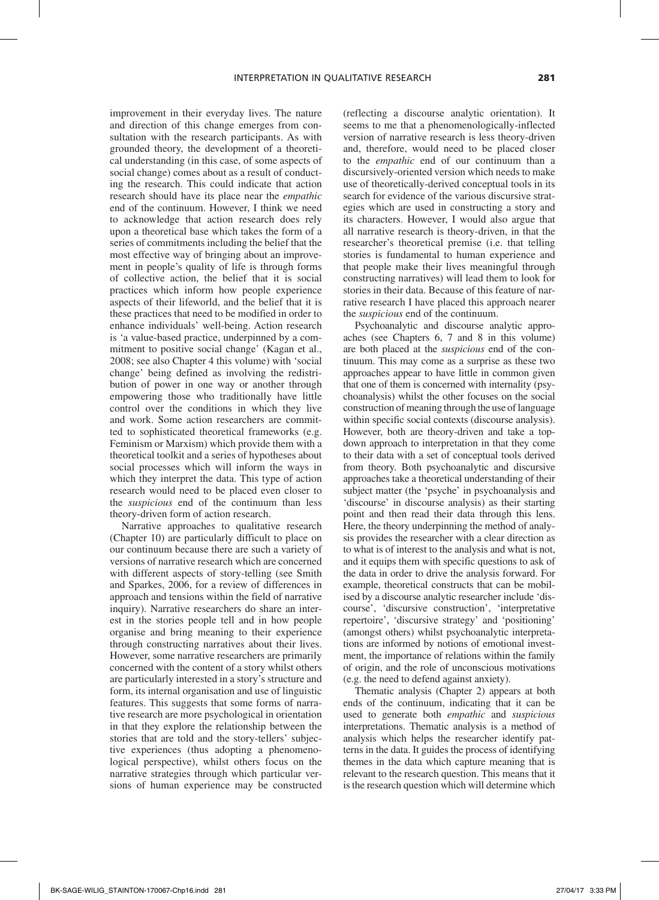improvement in their everyday lives. The nature and direction of this change emerges from consultation with the research participants. As with grounded theory, the development of a theoretical understanding (in this case, of some aspects of social change) comes about as a result of conducting the research. This could indicate that action research should have its place near the *empathic* end of the continuum. However, I think we need to acknowledge that action research does rely upon a theoretical base which takes the form of a series of commitments including the belief that the most effective way of bringing about an improvement in people's quality of life is through forms of collective action, the belief that it is social practices which inform how people experience aspects of their lifeworld, and the belief that it is these practices that need to be modified in order to enhance individuals' well-being. Action research is 'a value-based practice, underpinned by a commitment to positive social change' (Kagan et al., 2008; see also Chapter 4 this volume) with 'social change' being defined as involving the redistribution of power in one way or another through empowering those who traditionally have little control over the conditions in which they live and work. Some action researchers are committed to sophisticated theoretical frameworks (e.g. Feminism or Marxism) which provide them with a theoretical toolkit and a series of hypotheses about social processes which will inform the ways in which they interpret the data. This type of action research would need to be placed even closer to the *suspicious* end of the continuum than less theory-driven form of action research.

Narrative approaches to qualitative research (Chapter 10) are particularly difficult to place on our continuum because there are such a variety of versions of narrative research which are concerned with different aspects of story-telling (see Smith and Sparkes, 2006, for a review of differences in approach and tensions within the field of narrative inquiry). Narrative researchers do share an interest in the stories people tell and in how people organise and bring meaning to their experience through constructing narratives about their lives. However, some narrative researchers are primarily concerned with the content of a story whilst others are particularly interested in a story's structure and form, its internal organisation and use of linguistic features. This suggests that some forms of narrative research are more psychological in orientation in that they explore the relationship between the stories that are told and the story-tellers' subjective experiences (thus adopting a phenomenological perspective), whilst others focus on the narrative strategies through which particular versions of human experience may be constructed (reflecting a discourse analytic orientation). It seems to me that a phenomenologically-inflected version of narrative research is less theory-driven and, therefore, would need to be placed closer to the *empathic* end of our continuum than a discursively-oriented version which needs to make use of theoretically-derived conceptual tools in its search for evidence of the various discursive strategies which are used in constructing a story and its characters. However, I would also argue that all narrative research is theory-driven, in that the researcher's theoretical premise (i.e. that telling stories is fundamental to human experience and that people make their lives meaningful through constructing narratives) will lead them to look for stories in their data. Because of this feature of narrative research I have placed this approach nearer the *suspicious* end of the continuum.

Psychoanalytic and discourse analytic approaches (see Chapters 6, 7 and 8 in this volume) are both placed at the *suspicious* end of the continuum. This may come as a surprise as these two approaches appear to have little in common given that one of them is concerned with internality (psychoanalysis) whilst the other focuses on the social construction of meaning through the use of language within specific social contexts (discourse analysis). However, both are theory-driven and take a top-down approach to interpretation in that they come to their data with a set of conceptual tools derived from theory. Both psychoanalytic and discursive approaches take a theoretical understanding of their subject matter (the 'psyche' in psychoanalysis and 'discourse' in discourse analysis) as their starting point and then read their data through this lens. Here, the theory underpinning the method of analysis provides the researcher with a clear direction as to what is of interest to the analysis and what is not, and it equips them with specific questions to ask of the data in order to drive the analysis forward. For example, theoretical constructs that can be mobilised by a discourse analytic researcher include 'discourse', 'discursive construction', 'interpretative repertoire', 'discursive strategy' and 'positioning' (amongst others) whilst psychoanalytic interpretations are informed by notions of emotional investment, the importance of relations within the family of origin, and the role of unconscious motivations (e.g. the need to defend against anxiety).

Thematic analysis (Chapter 2) appears at both ends of the continuum, indicating that it can be used to generate both *empathic* and *suspicious* interpretations. Thematic analysis is a method of analysis which helps the researcher identify patterns in the data. It guides the process of identifying themes in the data which capture meaning that is relevant to the research question. This means that it is the research question which will determine which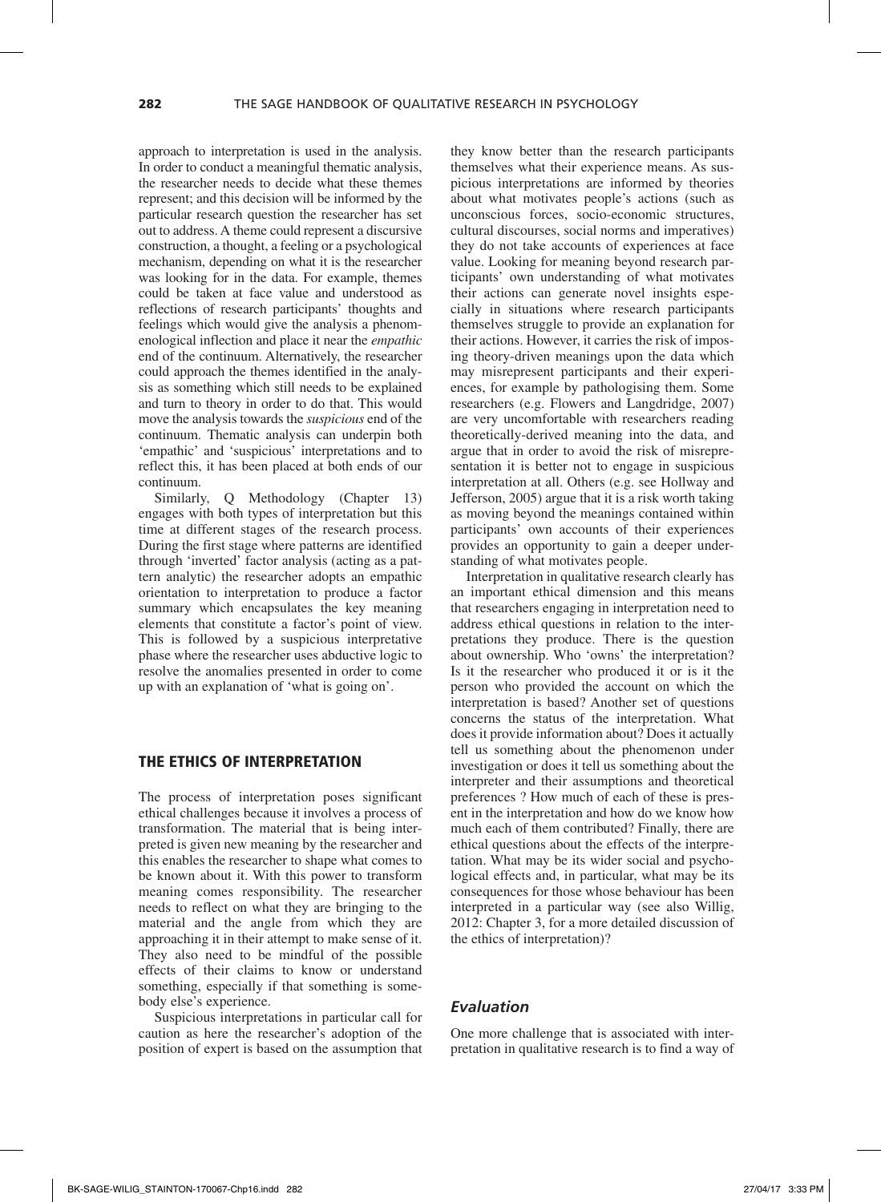approach to interpretation is used in the analysis. In order to conduct a meaningful thematic analysis, the researcher needs to decide what these themes represent; and this decision will be informed by the particular research question the researcher has set out to address. A theme could represent a discursive construction, a thought, a feeling or a psychological mechanism, depending on what it is the researcher was looking for in the data. For example, themes could be taken at face value and understood as reflections of research participants' thoughts and feelings which would give the analysis a phenomenological inflection and place it near the *empathic* end of the continuum. Alternatively, the researcher could approach the themes identified in the analysis as something which still needs to be explained and turn to theory in order to do that. This would move the analysis towards the *suspicious* end of the continuum. Thematic analysis can underpin both 'empathic' and 'suspicious' interpretations and to reflect this, it has been placed at both ends of our continuum.

Similarly, Q Methodology (Chapter 13) engages with both types of interpretation but this time at different stages of the research process. During the first stage where patterns are identified through 'inverted' factor analysis (acting as a pattern analytic) the researcher adopts an empathic orientation to interpretation to produce a factor summary which encapsulates the key meaning elements that constitute a factor's point of view. This is followed by a suspicious interpretative phase where the researcher uses abductive logic to resolve the anomalies presented in order to come up with an explanation of 'what is going on'.

## THE ETHICS OF INTERPRETATION

The process of interpretation poses significant ethical challenges because it involves a process of transformation. The material that is being interpreted is given new meaning by the researcher and this enables the researcher to shape what comes to be known about it. With this power to transform meaning comes responsibility. The researcher needs to reflect on what they are bringing to the material and the angle from which they are approaching it in their attempt to make sense of it. They also need to be mindful of the possible effects of their claims to know or understand something, especially if that something is somebody else's experience.

Suspicious interpretations in particular call for caution as here the researcher's adoption of the position of expert is based on the assumption that they know better than the research participants themselves what their experience means. As suspicious interpretations are informed by theories about what motivates people's actions (such as unconscious forces, socio-economic structures, cultural discourses, social norms and imperatives) they do not take accounts of experiences at face value. Looking for meaning beyond research participants' own understanding of what motivates their actions can generate novel insights especially in situations where research participants themselves struggle to provide an explanation for their actions. However, it carries the risk of imposing theory-driven meanings upon the data which may misrepresent participants and their experiences, for example by pathologising them. Some researchers (e.g. Flowers and Langdridge, 2007) are very uncomfortable with researchers reading theoretically-derived meaning into the data, and argue that in order to avoid the risk of misrepresentation it is better not to engage in suspicious interpretation at all. Others (e.g. see Hollway and Jefferson, 2005) argue that it is a risk worth taking as moving beyond the meanings contained within participants' own accounts of their experiences provides an opportunity to gain a deeper understanding of what motivates people.

Interpretation in qualitative research clearly has an important ethical dimension and this means that researchers engaging in interpretation need to address ethical questions in relation to the interpretations they produce. There is the question about ownership. Who 'owns' the interpretation? Is it the researcher who produced it or is it the person who provided the account on which the interpretation is based? Another set of questions concerns the status of the interpretation. What does it provide information about? Does it actually tell us something about the phenomenon under investigation or does it tell us something about the interpreter and their assumptions and theoretical preferences ? How much of each of these is present in the interpretation and how do we know how much each of them contributed? Finally, there are ethical questions about the effects of the interpretation. What may be its wider social and psychological effects and, in particular, what may be its consequences for those whose behaviour has been interpreted in a particular way (see also Willig, 2012: Chapter 3, for a more detailed discussion of the ethics of interpretation)?

### *Evaluation*

One more challenge that is associated with interpretation in qualitative research is to find a way of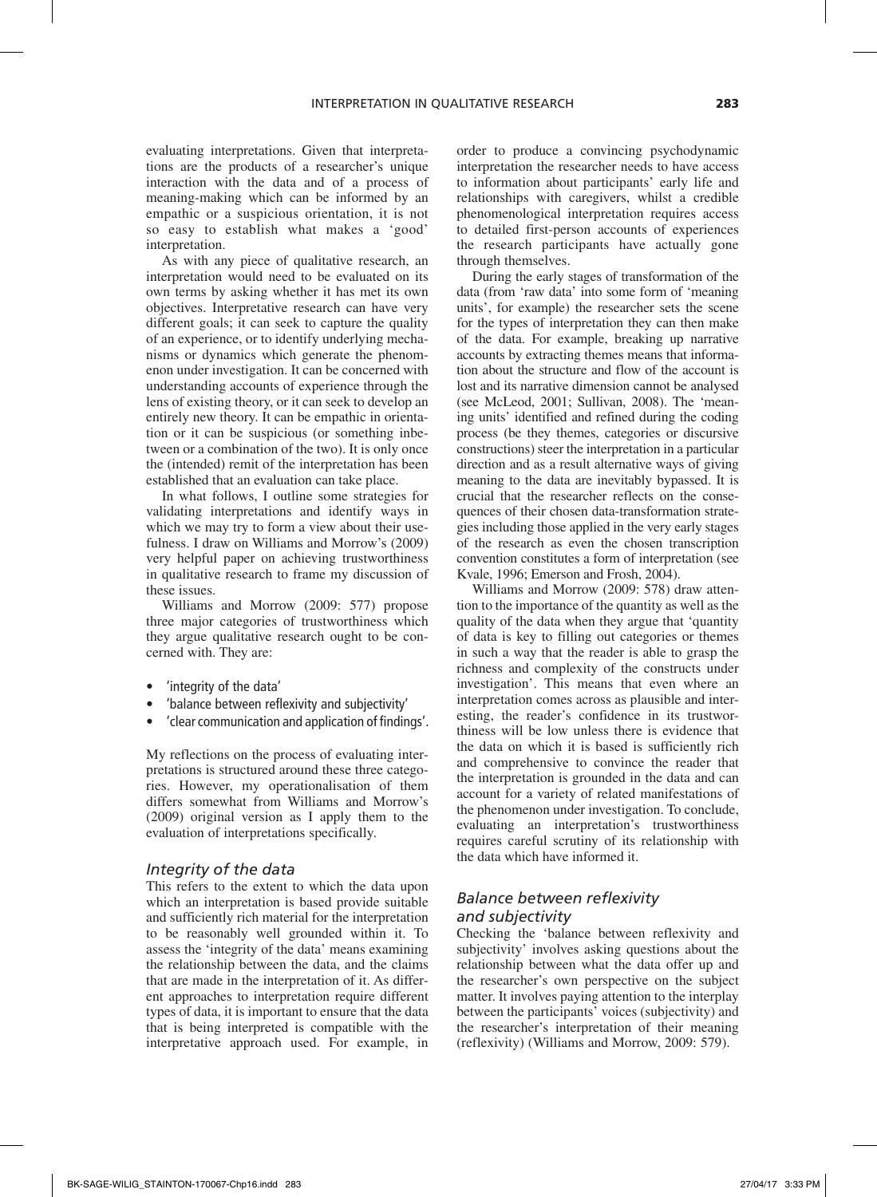evaluating interpretations. Given that interpretations are the products of a researcher's unique interaction with the data and of a process of meaning-making which can be informed by an empathic or a suspicious orientation, it is not so easy to establish what makes a 'good' interpretation.

As with any piece of qualitative research, an interpretation would need to be evaluated on its own terms by asking whether it has met its own objectives. Interpretative research can have very different goals; it can seek to capture the quality of an experience, or to identify underlying mechanisms or dynamics which generate the phenomenon under investigation. It can be concerned with understanding accounts of experience through the lens of existing theory, or it can seek to develop an entirely new theory. It can be empathic in orientation or it can be suspicious (or something inbetween or a combination of the two). It is only once the (intended) remit of the interpretation has been established that an evaluation can take place.

In what follows, I outline some strategies for validating interpretations and identify ways in which we may try to form a view about their usefulness. I draw on Williams and Morrow's (2009) very helpful paper on achieving trustworthiness in qualitative research to frame my discussion of these issues.

Williams and Morrow (2009: 577) propose three major categories of trustworthiness which they argue qualitative research ought to be concerned with. They are:

- 'integrity of the data'
- 'balance between reflexivity and subjectivity'
- 'clear communication and application of findings'.

My reflections on the process of evaluating interpretations is structured around these three categories. However, my operationalisation of them differs somewhat from Williams and Morrow's (2009) original version as I apply them to the evaluation of interpretations specifically.

### *Integrity of the data*

This refers to the extent to which the data upon which an interpretation is based provide suitable and sufficiently rich material for the interpretation to be reasonably well grounded within it. To assess the 'integrity of the data' means examining the relationship between the data, and the claims that are made in the interpretation of it. As different approaches to interpretation require different types of data, it is important to ensure that the data that is being interpreted is compatible with the interpretative approach used. For example, in order to produce a convincing psychodynamic interpretation the researcher needs to have access to information about participants' early life and relationships with caregivers, whilst a credible phenomenological interpretation requires access to detailed first-person accounts of experiences the research participants have actually gone through themselves.

During the early stages of transformation of the data (from 'raw data' into some form of 'meaning units', for example) the researcher sets the scene for the types of interpretation they can then make of the data. For example, breaking up narrative accounts by extracting themes means that information about the structure and flow of the account is lost and its narrative dimension cannot be analysed (see McLeod, 2001; Sullivan, 2008). The 'meaning units' identified and refined during the coding process (be they themes, categories or discursive constructions) steer the interpretation in a particular direction and as a result alternative ways of giving meaning to the data are inevitably bypassed. It is crucial that the researcher reflects on the consequences of their chosen data-transformation strategies including those applied in the very early stages of the research as even the chosen transcription convention constitutes a form of interpretation (see Kvale, 1996; Emerson and Frosh, 2004).

Williams and Morrow (2009: 578) draw attention to the importance of the quantity as well as the quality of the data when they argue that 'quantity of data is key to filling out categories or themes in such a way that the reader is able to grasp the richness and complexity of the constructs under investigation'. This means that even where an interpretation comes across as plausible and interesting, the reader's confidence in its trustworthiness will be low unless there is evidence that the data on which it is based is sufficiently rich and comprehensive to convince the reader that the interpretation is grounded in the data and can account for a variety of related manifestations of the phenomenon under investigation. To conclude, evaluating an interpretation's trustworthiness requires careful scrutiny of its relationship with the data which have informed it.

### *Balance between reflexivity and subjectivity*

Checking the 'balance between reflexivity and subjectivity' involves asking questions about the relationship between what the data offer up and the researcher's own perspective on the subject matter. It involves paying attention to the interplay between the participants' voices (subjectivity) and the researcher's interpretation of their meaning (reflexivity) (Williams and Morrow, 2009: 579).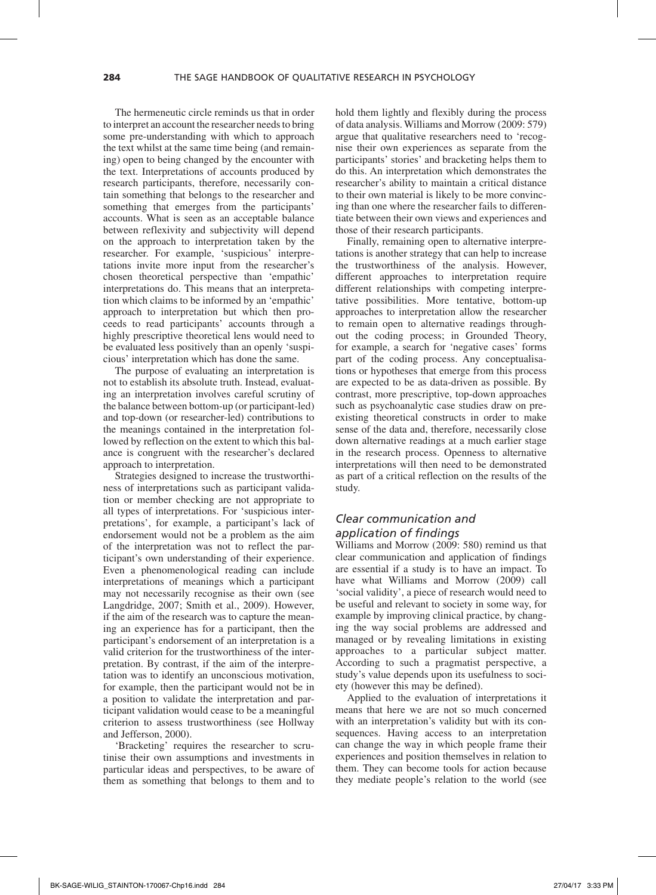The hermeneutic circle reminds us that in order to interpret an account the researcher needs to bring some pre-understanding with which to approach the text whilst at the same time being (and remaining) open to being changed by the encounter with the text. Interpretations of accounts produced by research participants, therefore, necessarily contain something that belongs to the researcher and something that emerges from the participants' accounts. What is seen as an acceptable balance between reflexivity and subjectivity will depend on the approach to interpretation taken by the researcher. For example, 'suspicious' interpretations invite more input from the researcher's chosen theoretical perspective than 'empathic' interpretations do. This means that an interpretation which claims to be informed by an 'empathic' approach to interpretation but which then proceeds to read participants' accounts through a highly prescriptive theoretical lens would need to be evaluated less positively than an openly 'suspicious' interpretation which has done the same.

The purpose of evaluating an interpretation is not to establish its absolute truth. Instead, evaluating an interpretation involves careful scrutiny of the balance between bottom-up (or participant-led) and top-down (or researcher-led) contributions to the meanings contained in the interpretation followed by reflection on the extent to which this balance is congruent with the researcher's declared approach to interpretation.

Strategies designed to increase the trustworthiness of interpretations such as participant validation or member checking are not appropriate to all types of interpretations. For 'suspicious interpretations', for example, a participant's lack of endorsement would not be a problem as the aim of the interpretation was not to reflect the participant's own understanding of their experience. Even a phenomenological reading can include interpretations of meanings which a participant may not necessarily recognise as their own (see Langdridge, 2007; Smith et al., 2009). However, if the aim of the research was to capture the meaning an experience has for a participant, then the participant's endorsement of an interpretation is a valid criterion for the trustworthiness of the interpretation. By contrast, if the aim of the interpretation was to identify an unconscious motivation, for example, then the participant would not be in a position to validate the interpretation and participant validation would cease to be a meaningful criterion to assess trustworthiness (see Hollway and Jefferson, 2000).

'Bracketing' requires the researcher to scrutinise their own assumptions and investments in particular ideas and perspectives, to be aware of them as something that belongs to them and to hold them lightly and flexibly during the process of data analysis. Williams and Morrow (2009: 579) argue that qualitative researchers need to 'recognise their own experiences as separate from the participants' stories' and bracketing helps them to do this. An interpretation which demonstrates the researcher's ability to maintain a critical distance to their own material is likely to be more convincing than one where the researcher fails to differentiate between their own views and experiences and those of their research participants.

Finally, remaining open to alternative interpretations is another strategy that can help to increase the trustworthiness of the analysis. However, different approaches to interpretation require different relationships with competing interpretative possibilities. More tentative, bottom-up approaches to interpretation allow the researcher to remain open to alternative readings throughout the coding process; in Grounded Theory, for example, a search for 'negative cases' forms part of the coding process. Any conceptualisations or hypotheses that emerge from this process are expected to be as data-driven as possible. By contrast, more prescriptive, top-down approaches such as psychoanalytic case studies draw on preexisting theoretical constructs in order to make sense of the data and, therefore, necessarily close down alternative readings at a much earlier stage in the research process. Openness to alternative interpretations will then need to be demonstrated as part of a critical reflection on the results of the study.

### *Clear communication and application of findings*

Williams and Morrow (2009: 580) remind us that clear communication and application of findings are essential if a study is to have an impact. To have what Williams and Morrow (2009) call 'social validity', a piece of research would need to be useful and relevant to society in some way, for example by improving clinical practice, by changing the way social problems are addressed and managed or by revealing limitations in existing approaches to a particular subject matter. According to such a pragmatist perspective, a study's value depends upon its usefulness to society (however this may be defined).

Applied to the evaluation of interpretations it means that here we are not so much concerned with an interpretation's validity but with its consequences. Having access to an interpretation can change the way in which people frame their experiences and position themselves in relation to them. They can become tools for action because they mediate people's relation to the world (see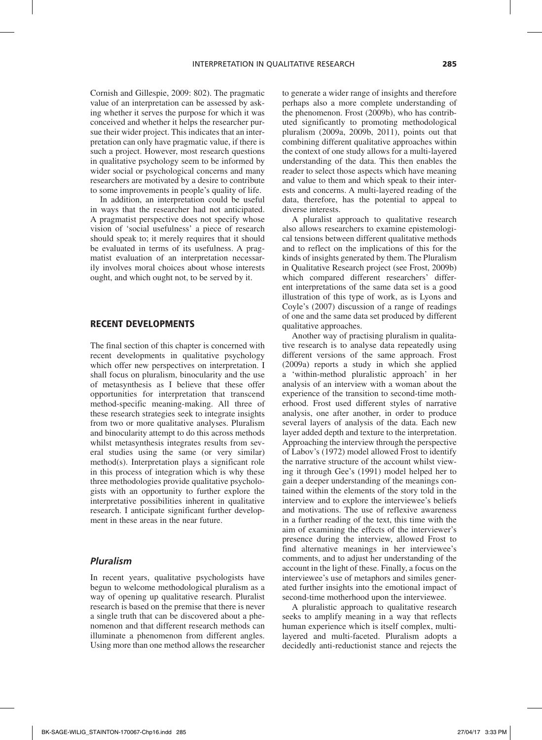Cornish and Gillespie, 2009: 802). The pragmatic value of an interpretation can be assessed by asking whether it serves the purpose for which it was conceived and whether it helps the researcher pursue their wider project. This indicates that an interpretation can only have pragmatic value, if there is such a project. However, most research questions in qualitative psychology seem to be informed by wider social or psychological concerns and many researchers are motivated by a desire to contribute to some improvements in people's quality of life.

In addition, an interpretation could be useful in ways that the researcher had not anticipated. A pragmatist perspective does not specify whose vision of 'social usefulness' a piece of research should speak to; it merely requires that it should be evaluated in terms of its usefulness. A pragmatist evaluation of an interpretation necessarily involves moral choices about whose interests ought, and which ought not, to be served by it.

## RECENT DEVELOPMENTS

The final section of this chapter is concerned with recent developments in qualitative psychology which offer new perspectives on interpretation. I shall focus on pluralism, binocularity and the use of metasynthesis as I believe that these offer opportunities for interpretation that transcend method-specific meaning-making. All three of these research strategies seek to integrate insights from two or more qualitative analyses. Pluralism and binocularity attempt to do this across methods whilst metasynthesis integrates results from several studies using the same (or very similar) method(s). Interpretation plays a significant role in this process of integration which is why these three methodologies provide qualitative psychologists with an opportunity to further explore the interpretative possibilities inherent in qualitative research. I anticipate significant further development in these areas in the near future.

### *Pluralism*

In recent years, qualitative psychologists have begun to welcome methodological pluralism as a way of opening up qualitative research. Pluralist research is based on the premise that there is never a single truth that can be discovered about a phenomenon and that different research methods can illuminate a phenomenon from different angles. Using more than one method allows the researcher to generate a wider range of insights and therefore perhaps also a more complete understanding of the phenomenon. Frost (2009b), who has contributed significantly to promoting methodological pluralism (2009a, 2009b, 2011), points out that combining different qualitative approaches within the context of one study allows for a multi-layered understanding of the data. This then enables the reader to select those aspects which have meaning and value to them and which speak to their interests and concerns. A multi-layered reading of the data, therefore, has the potential to appeal to diverse interests.

A pluralist approach to qualitative research also allows researchers to examine epistemological tensions between different qualitative methods and to reflect on the implications of this for the kinds of insights generated by them. The Pluralism in Qualitative Research project (see Frost, 2009b) which compared different researchers' different interpretations of the same data set is a good illustration of this type of work, as is Lyons and Coyle's (2007) discussion of a range of readings of one and the same data set produced by different qualitative approaches.

Another way of practising pluralism in qualitative research is to analyse data repeatedly using different versions of the same approach. Frost (2009a) reports a study in which she applied a 'within-method pluralistic approach' in her analysis of an interview with a woman about the experience of the transition to second-time motherhood. Frost used different styles of narrative analysis, one after another, in order to produce several layers of analysis of the data. Each new layer added depth and texture to the interpretation. Approaching the interview through the perspective of Labov's (1972) model allowed Frost to identify the narrative structure of the account whilst viewing it through Gee's (1991) model helped her to gain a deeper understanding of the meanings contained within the elements of the story told in the interview and to explore the interviewee's beliefs and motivations. The use of reflexive awareness in a further reading of the text, this time with the aim of examining the effects of the interviewer's presence during the interview, allowed Frost to find alternative meanings in her interviewee's comments, and to adjust her understanding of the account in the light of these. Finally, a focus on the interviewee's use of metaphors and similes generated further insights into the emotional impact of second-time motherhood upon the interviewee.

A pluralistic approach to qualitative research seeks to amplify meaning in a way that reflects human experience which is itself complex, multi-layered and multi-faceted. Pluralism adopts a decidedly anti-reductionist stance and rejects the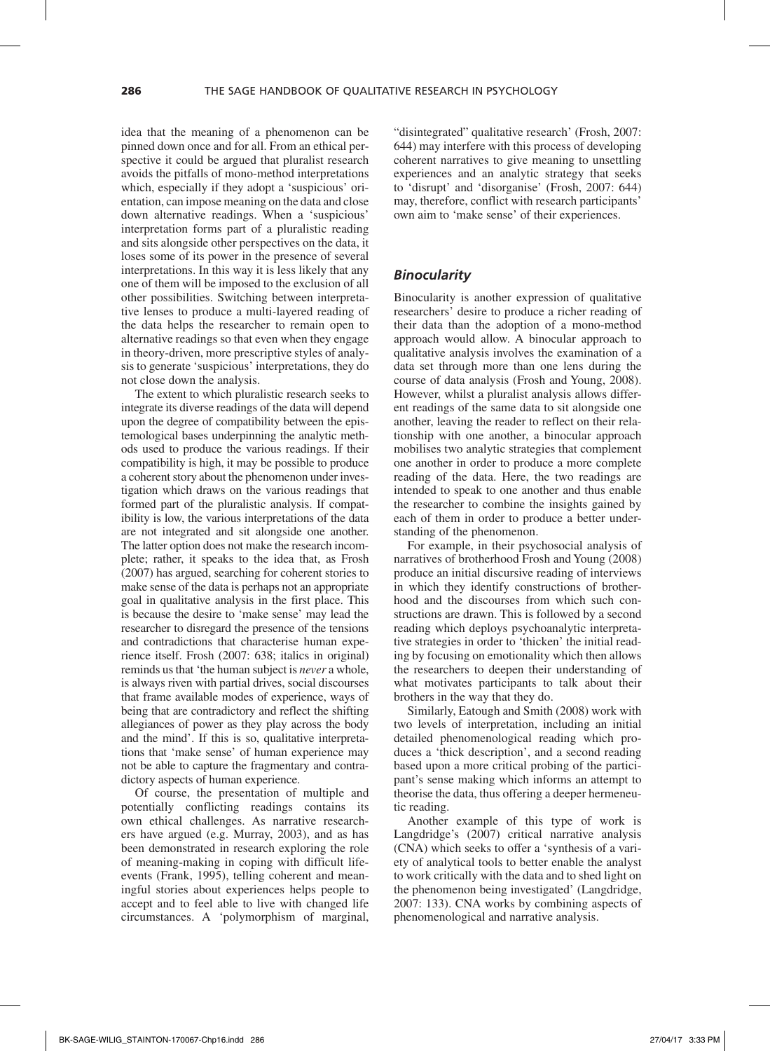idea that the meaning of a phenomenon can be pinned down once and for all. From an ethical perspective it could be argued that pluralist research avoids the pitfalls of mono-method interpretations which, especially if they adopt a 'suspicious' orientation, can impose meaning on the data and close down alternative readings. When a 'suspicious' interpretation forms part of a pluralistic reading and sits alongside other perspectives on the data, it loses some of its power in the presence of several interpretations. In this way it is less likely that any one of them will be imposed to the exclusion of all other possibilities. Switching between interpretative lenses to produce a multi-layered reading of the data helps the researcher to remain open to alternative readings so that even when they engage in theory-driven, more prescriptive styles of analysis to generate 'suspicious' interpretations, they do not close down the analysis.

The extent to which pluralistic research seeks to integrate its diverse readings of the data will depend upon the degree of compatibility between the epistemological bases underpinning the analytic methods used to produce the various readings. If their compatibility is high, it may be possible to produce a coherent story about the phenomenon under investigation which draws on the various readings that formed part of the pluralistic analysis. If compatibility is low, the various interpretations of the data are not integrated and sit alongside one another. The latter option does not make the research incomplete; rather, it speaks to the idea that, as Frosh (2007) has argued, searching for coherent stories to make sense of the data is perhaps not an appropriate goal in qualitative analysis in the first place. This is because the desire to 'make sense' may lead the researcher to disregard the presence of the tensions and contradictions that characterise human experience itself. Frosh (2007: 638; italics in original) reminds us that 'the human subject is *never* a whole, is always riven with partial drives, social discourses that frame available modes of experience, ways of being that are contradictory and reflect the shifting allegiances of power as they play across the body and the mind'. If this is so, qualitative interpretations that 'make sense' of human experience may not be able to capture the fragmentary and contradictory aspects of human experience.

Of course, the presentation of multiple and potentially conflicting readings contains its own ethical challenges. As narrative researchers have argued (e.g. Murray, 2003), and as has been demonstrated in research exploring the role of meaning-making in coping with difficult life-events (Frank, 1995), telling coherent and meaningful stories about experiences helps people to accept and to feel able to live with changed life circumstances. A 'polymorphism of marginal, "disintegrated" qualitative research' (Frosh, 2007: 644) may interfere with this process of developing coherent narratives to give meaning to unsettling experiences and an analytic strategy that seeks to 'disrupt' and 'disorganise' (Frosh, 2007: 644) may, therefore, conflict with research participants' own aim to 'make sense' of their experiences.

### *Binocularity*

Binocularity is another expression of qualitative researchers' desire to produce a richer reading of their data than the adoption of a mono-method approach would allow. A binocular approach to qualitative analysis involves the examination of a data set through more than one lens during the course of data analysis (Frosh and Young, 2008). However, whilst a pluralist analysis allows different readings of the same data to sit alongside one another, leaving the reader to reflect on their relationship with one another, a binocular approach mobilises two analytic strategies that complement one another in order to produce a more complete reading of the data. Here, the two readings are intended to speak to one another and thus enable the researcher to combine the insights gained by each of them in order to produce a better understanding of the phenomenon.

For example, in their psychosocial analysis of narratives of brotherhood Frosh and Young (2008) produce an initial discursive reading of interviews in which they identify constructions of brotherhood and the discourses from which such constructions are drawn. This is followed by a second reading which deploys psychoanalytic interpretative strategies in order to 'thicken' the initial reading by focusing on emotionality which then allows the researchers to deepen their understanding of what motivates participants to talk about their brothers in the way that they do.

Similarly, Eatough and Smith (2008) work with two levels of interpretation, including an initial detailed phenomenological reading which produces a 'thick description', and a second reading based upon a more critical probing of the participant's sense making which informs an attempt to theorise the data, thus offering a deeper hermeneutic reading.

Another example of this type of work is Langdridge's (2007) critical narrative analysis (CNA) which seeks to offer a 'synthesis of a variety of analytical tools to better enable the analyst to work critically with the data and to shed light on the phenomenon being investigated' (Langdridge, 2007: 133). CNA works by combining aspects of phenomenological and narrative analysis.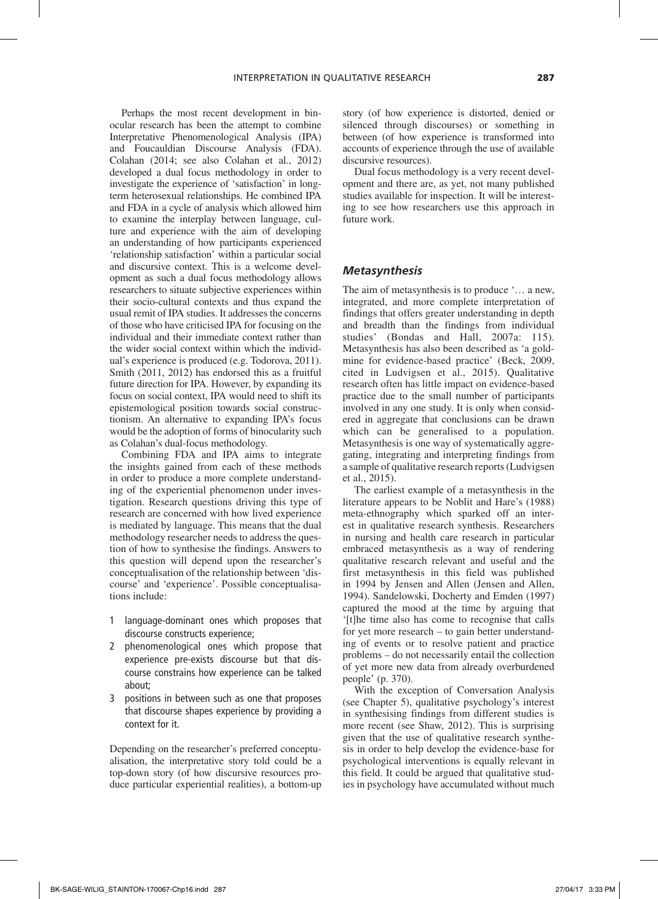Perhaps the most recent development in binocular research has been the attempt to combine Interpretative Phenomenological Analysis (IPA) and Foucauldian Discourse Analysis (FDA). Colahan (2014; see also Colahan et al., 2012) developed a dual focus methodology in order to investigate the experience of 'satisfaction' in long-term heterosexual relationships. He combined IPA and FDA in a cycle of analysis which allowed him to examine the interplay between language, culture and experience with the aim of developing an understanding of how participants experienced 'relationship satisfaction' within a particular social and discursive context. This is a welcome development as such a dual focus methodology allows researchers to situate subjective experiences within their socio-cultural contexts and thus expand the usual remit of IPA studies. It addresses the concerns of those who have criticised IPA for focusing on the individual and their immediate context rather than the wider social context within which the individual's experience is produced (e.g. Todorova, 2011). Smith (2011, 2012) has endorsed this as a fruitful future direction for IPA. However, by expanding its focus on social context, IPA would need to shift its epistemological position towards social constructionism. An alternative to expanding IPA's focus would be the adoption of forms of binocularity such as Colahan's dual-focus methodology.

Combining FDA and IPA aims to integrate the insights gained from each of these methods in order to produce a more complete understanding of the experiential phenomenon under investigation. Research questions driving this type of research are concerned with how lived experience is mediated by language. This means that the dual methodology researcher needs to address the question of how to synthesise the findings. Answers to this question will depend upon the researcher's conceptualisation of the relationship between 'discourse' and 'experience'. Possible conceptualisations include:

1. language-dominant ones which proposes that discourse constructs experience;
2. phenomenological ones which propose that experience pre-exists discourse but that discourse constrains how experience can be talked about;
3. positions in between such as one that proposes that discourse shapes experience by providing a context for it.

Depending on the researcher's preferred conceptualisation, the interpretative story told could be a top-down story (of how discursive resources produce particular experiential realities), a bottom-up story (of how experience is distorted, denied or silenced through discourses) or something in between (of how experience is transformed into accounts of experience through the use of available discursive resources).

Dual focus methodology is a very recent development and there are, as yet, not many published studies available for inspection. It will be interesting to see how researchers use this approach in future work.

### *Metasynthesis*

The aim of metasynthesis is to produce '… a new, integrated, and more complete interpretation of findings that offers greater understanding in depth and breadth than the findings from individual studies' (Bondas and Hall, 2007a: 115). Metasynthesis has also been described as 'a goldmine for evidence-based practice' (Beck, 2009, cited in Ludvigsen et al., 2015). Qualitative research often has little impact on evidence-based practice due to the small number of participants involved in any one study. It is only when considered in aggregate that conclusions can be drawn which can be generalised to a population. Metasynthesis is one way of systematically aggregating, integrating and interpreting findings from a sample of qualitative research reports (Ludvigsen et al., 2015).

The earliest example of a metasynthesis in the literature appears to be Noblit and Hare's (1988) meta-ethnography which sparked off an interest in qualitative research synthesis. Researchers in nursing and health care research in particular embraced metasynthesis as a way of rendering qualitative research relevant and useful and the first metasynthesis in this field was published in 1994 by Jensen and Allen (Jensen and Allen, 1994). Sandelowski, Docherty and Emden (1997) captured the mood at the time by arguing that '[t]he time also has come to recognise that calls for yet more research – to gain better understanding of events or to resolve patient and practice problems – do not necessarily entail the collection of yet more new data from already overburdened people' (p. 370).

With the exception of Conversation Analysis (see Chapter 5), qualitative psychology's interest in synthesising findings from different studies is more recent (see Shaw, 2012). This is surprising given that the use of qualitative research synthesis in order to help develop the evidence-base for psychological interventions is equally relevant in this field. It could be argued that qualitative studies in psychology have accumulated without much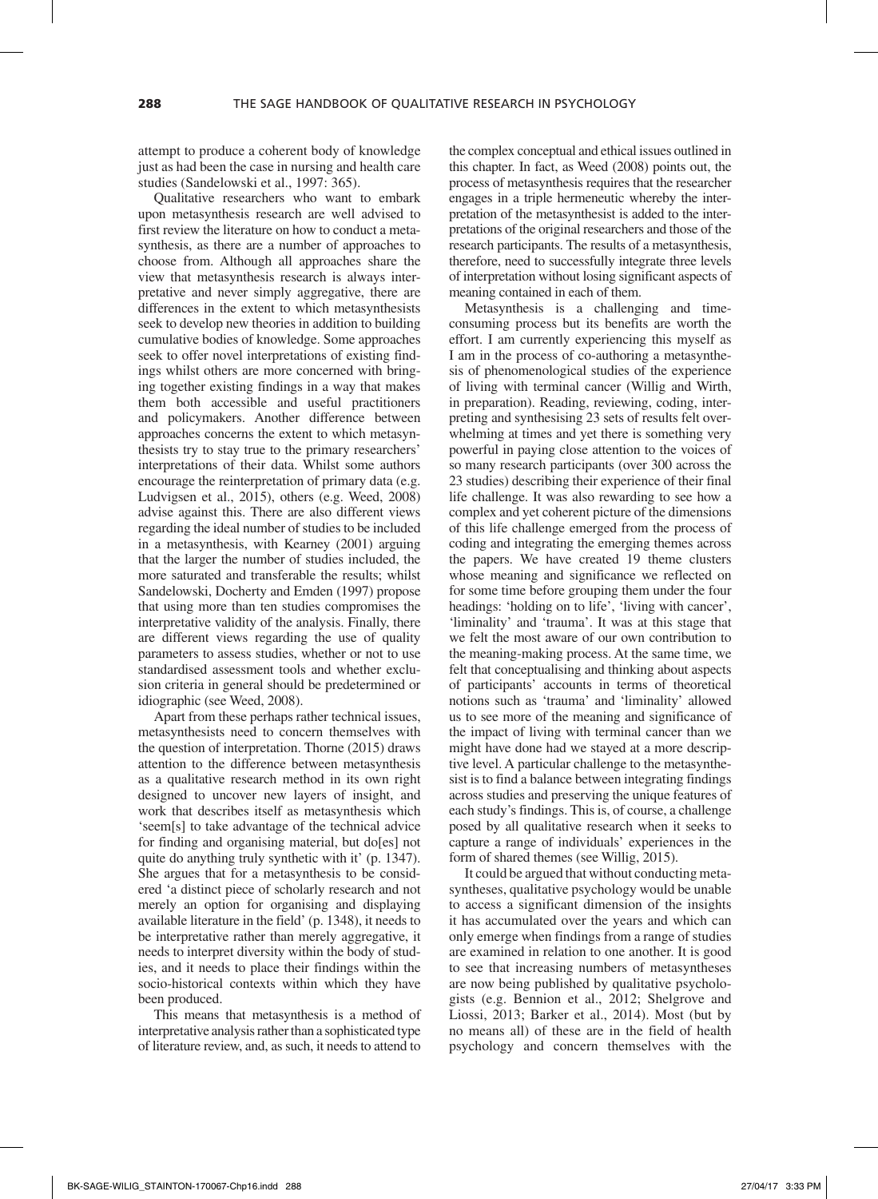attempt to produce a coherent body of knowledge just as had been the case in nursing and health care studies (Sandelowski et al., 1997: 365).

Qualitative researchers who want to embark upon metasynthesis research are well advised to first review the literature on how to conduct a metasynthesis, as there are a number of approaches to choose from. Although all approaches share the view that metasynthesis research is always interpretative and never simply aggregative, there are differences in the extent to which metasynthesists seek to develop new theories in addition to building cumulative bodies of knowledge. Some approaches seek to offer novel interpretations of existing findings whilst others are more concerned with bringing together existing findings in a way that makes them both accessible and useful practitioners and policymakers. Another difference between approaches concerns the extent to which metasynthesists try to stay true to the primary researchers' interpretations of their data. Whilst some authors encourage the reinterpretation of primary data (e.g. Ludvigsen et al., 2015), others (e.g. Weed, 2008) advise against this. There are also different views regarding the ideal number of studies to be included in a metasynthesis, with Kearney (2001) arguing that the larger the number of studies included, the more saturated and transferable the results; whilst Sandelowski, Docherty and Emden (1997) propose that using more than ten studies compromises the interpretative validity of the analysis. Finally, there are different views regarding the use of quality parameters to assess studies, whether or not to use standardised assessment tools and whether exclusion criteria in general should be predetermined or idiographic (see Weed, 2008).

Apart from these perhaps rather technical issues, metasynthesists need to concern themselves with the question of interpretation. Thorne (2015) draws attention to the difference between metasynthesis as a qualitative research method in its own right designed to uncover new layers of insight, and work that describes itself as metasynthesis which 'seem[s] to take advantage of the technical advice for finding and organising material, but do[es] not quite do anything truly synthetic with it' (p. 1347). She argues that for a metasynthesis to be considered 'a distinct piece of scholarly research and not merely an option for organising and displaying available literature in the field' (p. 1348), it needs to be interpretative rather than merely aggregative, it needs to interpret diversity within the body of studies, and it needs to place their findings within the socio-historical contexts within which they have been produced.

This means that metasynthesis is a method of interpretative analysis rather than a sophisticated type of literature review, and, as such, it needs to attend to the complex conceptual and ethical issues outlined in this chapter. In fact, as Weed (2008) points out, the process of metasynthesis requires that the researcher engages in a triple hermeneutic whereby the interpretation of the metasynthesist is added to the interpretations of the original researchers and those of the research participants. The results of a metasynthesis, therefore, need to successfully integrate three levels of interpretation without losing significant aspects of meaning contained in each of them.

Metasynthesis is a challenging and time-consuming process but its benefits are worth the effort. I am currently experiencing this myself as I am in the process of co-authoring a metasynthesis of phenomenological studies of the experience of living with terminal cancer (Willig and Wirth, in preparation). Reading, reviewing, coding, interpreting and synthesising 23 sets of results felt overwhelming at times and yet there is something very powerful in paying close attention to the voices of so many research participants (over 300 across the 23 studies) describing their experience of their final life challenge. It was also rewarding to see how a complex and yet coherent picture of the dimensions of this life challenge emerged from the process of coding and integrating the emerging themes across the papers. We have created 19 theme clusters whose meaning and significance we reflected on for some time before grouping them under the four headings: 'holding on to life', 'living with cancer', 'liminality' and 'trauma'. It was at this stage that we felt the most aware of our own contribution to the meaning-making process. At the same time, we felt that conceptualising and thinking about aspects of participants' accounts in terms of theoretical notions such as 'trauma' and 'liminality' allowed us to see more of the meaning and significance of the impact of living with terminal cancer than we might have done had we stayed at a more descriptive level. A particular challenge to the metasynthesist is to find a balance between integrating findings across studies and preserving the unique features of each study's findings. This is, of course, a challenge posed by all qualitative research when it seeks to capture a range of individuals' experiences in the form of shared themes (see Willig, 2015).

It could be argued that without conducting metasyntheses, qualitative psychology would be unable to access a significant dimension of the insights it has accumulated over the years and which can only emerge when findings from a range of studies are examined in relation to one another. It is good to see that increasing numbers of metasyntheses are now being published by qualitative psychologists (e.g. Bennion et al., 2012; Shelgrove and Liossi, 2013; Barker et al., 2014). Most (but by no means all) of these are in the field of health psychology and concern themselves with the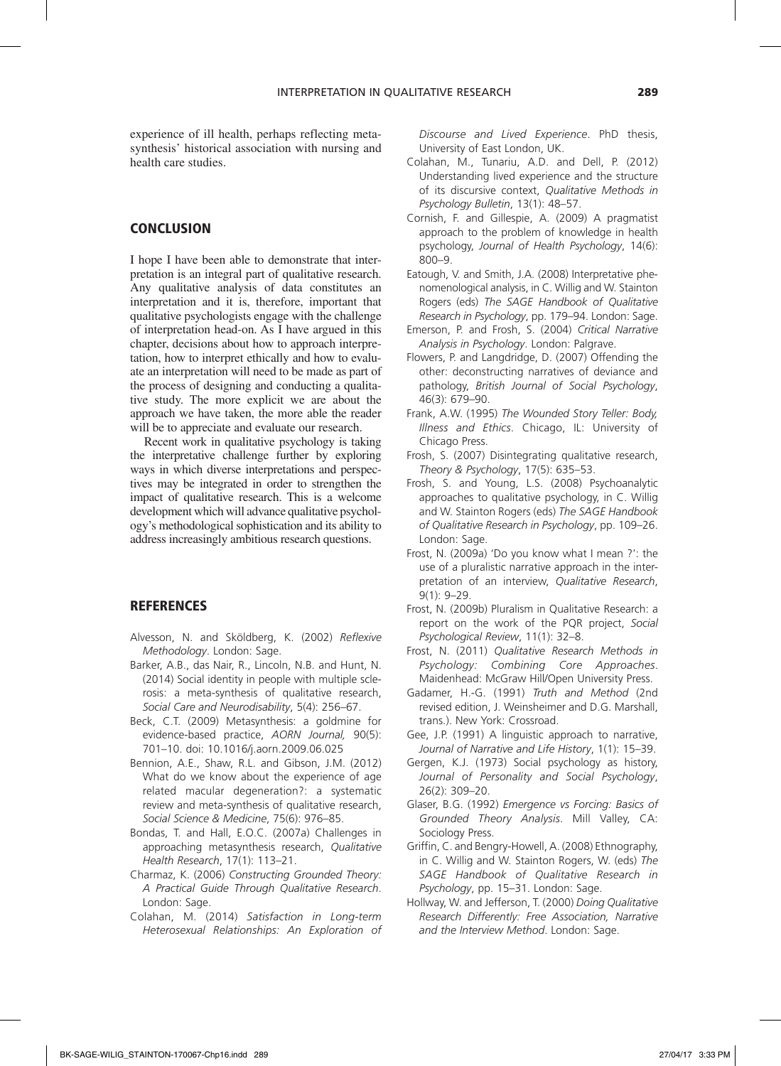experience of ill health, perhaps reflecting metasynthesis' historical association with nursing and health care studies.

## CONCLUSION

I hope I have been able to demonstrate that interpretation is an integral part of qualitative research. Any qualitative analysis of data constitutes an interpretation and it is, therefore, important that qualitative psychologists engage with the challenge of interpretation head-on. As I have argued in this chapter, decisions about how to approach interpretation, how to interpret ethically and how to evaluate an interpretation will need to be made as part of the process of designing and conducting a qualitative study. The more explicit we are about the approach we have taken, the more able the reader will be to appreciate and evaluate our research.

Recent work in qualitative psychology is taking the interpretative challenge further by exploring ways in which diverse interpretations and perspectives may be integrated in order to strengthen the impact of qualitative research. This is a welcome development which will advance qualitative psychology's methodological sophistication and its ability to address increasingly ambitious research questions.

## REFERENCES

Alvesson, N. and Sköldberg, K. (2002) *Reflexive Methodology*. London: Sage.

Barker, A.B., das Nair, R., Lincoln, N.B. and Hunt, N. (2014) Social identity in people with multiple sclerosis: a meta-synthesis of qualitative research, *Social Care and Neurodisability*, 5(4): 256–67.

Beck, C.T. (2009) Metasynthesis: a goldmine for evidence-based practice, *AORN Journal,* 90(5): 701–10. doi: 10.1016/j.aorn.2009.06.025

Bennion, A.E., Shaw, R.L. and Gibson, J.M. (2012) What do we know about the experience of age related macular degeneration?: a systematic review and meta-synthesis of qualitative research, *Social Science & Medicine*, 75(6): 976–85.

Bondas, T. and Hall, E.O.C. (2007a) Challenges in approaching metasynthesis research, *Qualitative Health Research*, 17(1): 113–21.

Charmaz, K. (2006) *Constructing Grounded Theory: A Practical Guide Through Qualitative Research*. London: Sage.

Colahan, M. (2014) *Satisfaction in Long-term Heterosexual Relationships: An Exploration of Discourse and Lived Experience*. PhD thesis, University of East London, UK.

Colahan, M., Tunariu, A.D. and Dell, P. (2012) Understanding lived experience and the structure of its discursive context, *Qualitative Methods in Psychology Bulletin*, 13(1): 48–57.

Cornish, F. and Gillespie, A. (2009) A pragmatist approach to the problem of knowledge in health psychology, *Journal of Health Psychology*, 14(6): 800–9.

Eatough, V. and Smith, J.A. (2008) Interpretative phenomenological analysis, in C. Willig and W. Stainton Rogers (eds) *The SAGE Handbook of Qualitative Research in Psychology*, pp. 179–94. London: Sage.

Emerson, P. and Frosh, S. (2004) *Critical Narrative Analysis in Psychology*. London: Palgrave.

Flowers, P. and Langdridge, D. (2007) Offending the other: deconstructing narratives of deviance and pathology, *British Journal of Social Psychology*, 46(3): 679–90.

Frank, A.W. (1995) *The Wounded Story Teller: Body, Illness and Ethics*. Chicago, IL: University of Chicago Press.

Frosh, S. (2007) Disintegrating qualitative research, *Theory & Psychology*, 17(5): 635–53.

Frosh, S. and Young, L.S. (2008) Psychoanalytic approaches to qualitative psychology, in C. Willig and W. Stainton Rogers (eds) *The SAGE Handbook of Qualitative Research in Psychology*, pp. 109–26. London: Sage.

Frost, N. (2009a) 'Do you know what I mean ?': the use of a pluralistic narrative approach in the interpretation of an interview, *Qualitative Research*, 9(1): 9–29.

Frost, N. (2009b) Pluralism in Qualitative Research: a report on the work of the PQR project, *Social Psychological Review*, 11(1): 32–8.

Frost, N. (2011) *Qualitative Research Methods in Psychology: Combining Core Approaches*. Maidenhead: McGraw Hill/Open University Press.

Gadamer, H.-G. (1991) *Truth and Method* (2nd revised edition, J. Weinsheimer and D.G. Marshall, trans.). New York: Crossroad.

Gee, J.P. (1991) A linguistic approach to narrative, *Journal of Narrative and Life History*, 1(1): 15–39.

Gergen, K.J. (1973) Social psychology as history, *Journal of Personality and Social Psychology*, 26(2): 309–20.

Glaser, B.G. (1992) *Emergence vs Forcing: Basics of Grounded Theory Analysis*. Mill Valley, CA: Sociology Press.

Griffin, C. and Bengry-Howell, A. (2008) Ethnography, in C. Willig and W. Stainton Rogers, W. (eds) *The SAGE Handbook of Qualitative Research in Psychology*, pp. 15–31. London: Sage.

Hollway, W. and Jefferson, T. (2000) *Doing Qualitative Research Differently: Free Association, Narrative and the Interview Method*. London: Sage.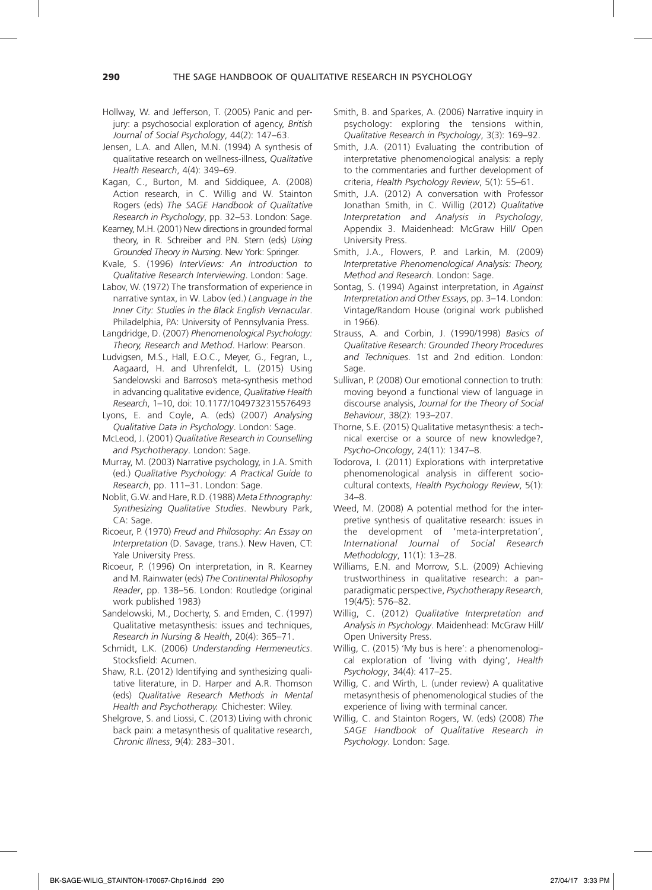Hollway, W. and Jefferson, T. (2005) Panic and perjury: a psychosocial exploration of agency, *British Journal of Social Psychology*, 44(2): 147–63.

Jensen, L.A. and Allen, M.N. (1994) A synthesis of qualitative research on wellness-illness, *Qualitative Health Research*, 4(4): 349–69.

Kagan, C., Burton, M. and Siddiquee, A. (2008) Action research, in C. Willig and W. Stainton Rogers (eds) *The SAGE Handbook of Qualitative Research in Psychology*, pp. 32–53. London: Sage.

Kearney, M.H. (2001) New directions in grounded formal theory, in R. Schreiber and P.N. Stern (eds) *Using Grounded Theory in Nursing*. New York: Springer.

Kvale, S. (1996) *InterViews: An Introduction to Qualitative Research Interviewing*. London: Sage.

Labov, W. (1972) The transformation of experience in narrative syntax, in W. Labov (ed.) *Language in the Inner City: Studies in the Black English Vernacular*. Philadelphia, PA: University of Pennsylvania Press.

Langdridge, D. (2007) *Phenomenological Psychology: Theory, Research and Method*. Harlow: Pearson.

Ludvigsen, M.S., Hall, E.O.C., Meyer, G., Fegran, L., Aagaard, H. and Uhrenfeldt, L. (2015) Using Sandelowski and Barroso's meta-synthesis method in advancing qualitative evidence, *Qualitative Health Research*, 1–10, doi: 10.1177/1049732315576493

Lyons, E. and Coyle, A. (eds) (2007) *Analysing Qualitative Data in Psychology*. London: Sage.

McLeod, J. (2001) *Qualitative Research in Counselling and Psychotherapy*. London: Sage.

Murray, M. (2003) Narrative psychology, in J.A. Smith (ed.) *Qualitative Psychology: A Practical Guide to Research*, pp. 111–31. London: Sage.

Noblit, G.W. and Hare, R.D. (1988) *Meta Ethnography: Synthesizing Qualitative Studies*. Newbury Park, CA: Sage.

Ricoeur, P. (1970) *Freud and Philosophy: An Essay on Interpretation* (D. Savage, trans.). New Haven, CT: Yale University Press.

Ricoeur, P. (1996) On interpretation, in R. Kearney and M. Rainwater (eds) *The Continental Philosophy Reader*, pp. 138–56. London: Routledge (original work published 1983)

Sandelowski, M., Docherty, S. and Emden, C. (1997) Qualitative metasynthesis: issues and techniques, *Research in Nursing & Health*, 20(4): 365–71.

Schmidt, L.K. (2006) *Understanding Hermeneutics*. Stocksfield: Acumen.

Shaw, R.L. (2012) Identifying and synthesizing qualitative literature, in D. Harper and A.R. Thomson (eds) *Qualitative Research Methods in Mental Health and Psychotherapy.* Chichester: Wiley.

Shelgrove, S. and Liossi, C. (2013) Living with chronic back pain: a metasynthesis of qualitative research, *Chronic Illness*, 9(4): 283–301.

Smith, B. and Sparkes, A. (2006) Narrative inquiry in psychology: exploring the tensions within, *Qualitative Research in Psychology*, 3(3): 169–92.

Smith, J.A. (2011) Evaluating the contribution of interpretative phenomenological analysis: a reply to the commentaries and further development of criteria, *Health Psychology Review*, 5(1): 55–61.

Smith, J.A. (2012) A conversation with Professor Jonathan Smith, in C. Willig (2012) *Qualitative Interpretation and Analysis in Psychology*, Appendix 3. Maidenhead: McGraw Hill/ Open University Press.

Smith, J.A., Flowers, P. and Larkin, M. (2009) *Interpretative Phenomenological Analysis: Theory, Method and Research*. London: Sage.

Sontag, S. (1994) Against interpretation, in *Against Interpretation and Other Essays*, pp. 3–14. London: Vintage/Random House (original work published in 1966).

Strauss, A. and Corbin, J. (1990/1998) *Basics of Qualitative Research: Grounded Theory Procedures and Techniques*. 1st and 2nd edition. London: Sage.

Sullivan, P. (2008) Our emotional connection to truth: moving beyond a functional view of language in discourse analysis, *Journal for the Theory of Social Behaviour*, 38(2): 193–207.

Thorne, S.E. (2015) Qualitative metasynthesis: a technical exercise or a source of new knowledge?, *Psycho-Oncology*, 24(11): 1347–8.

Todorova, I. (2011) Explorations with interpretative phenomenological analysis in different socio-cultural contexts, *Health Psychology Review*, 5(1): 34–8.

Weed, M. (2008) A potential method for the interpretive synthesis of qualitative research: issues in the development of 'meta-interpretation', *International Journal of Social Research Methodology*, 11(1): 13–28.

Williams, E.N. and Morrow, S.L. (2009) Achieving trustworthiness in qualitative research: a pan-paradigmatic perspective, *Psychotherapy Research*, 19(4/5): 576–82.

Willig, C. (2012) *Qualitative Interpretation and Analysis in Psychology*. Maidenhead: McGraw Hill/ Open University Press.

Willig, C. (2015) 'My bus is here': a phenomenological exploration of 'living with dying', *Health Psychology*, 34(4): 417–25.

Willig, C. and Wirth, L. (under review) A qualitative metasynthesis of phenomenological studies of the experience of living with terminal cancer.

Willig, C. and Stainton Rogers, W. (eds) (2008) *The SAGE Handbook of Qualitative Research in Psychology*. London: Sage.